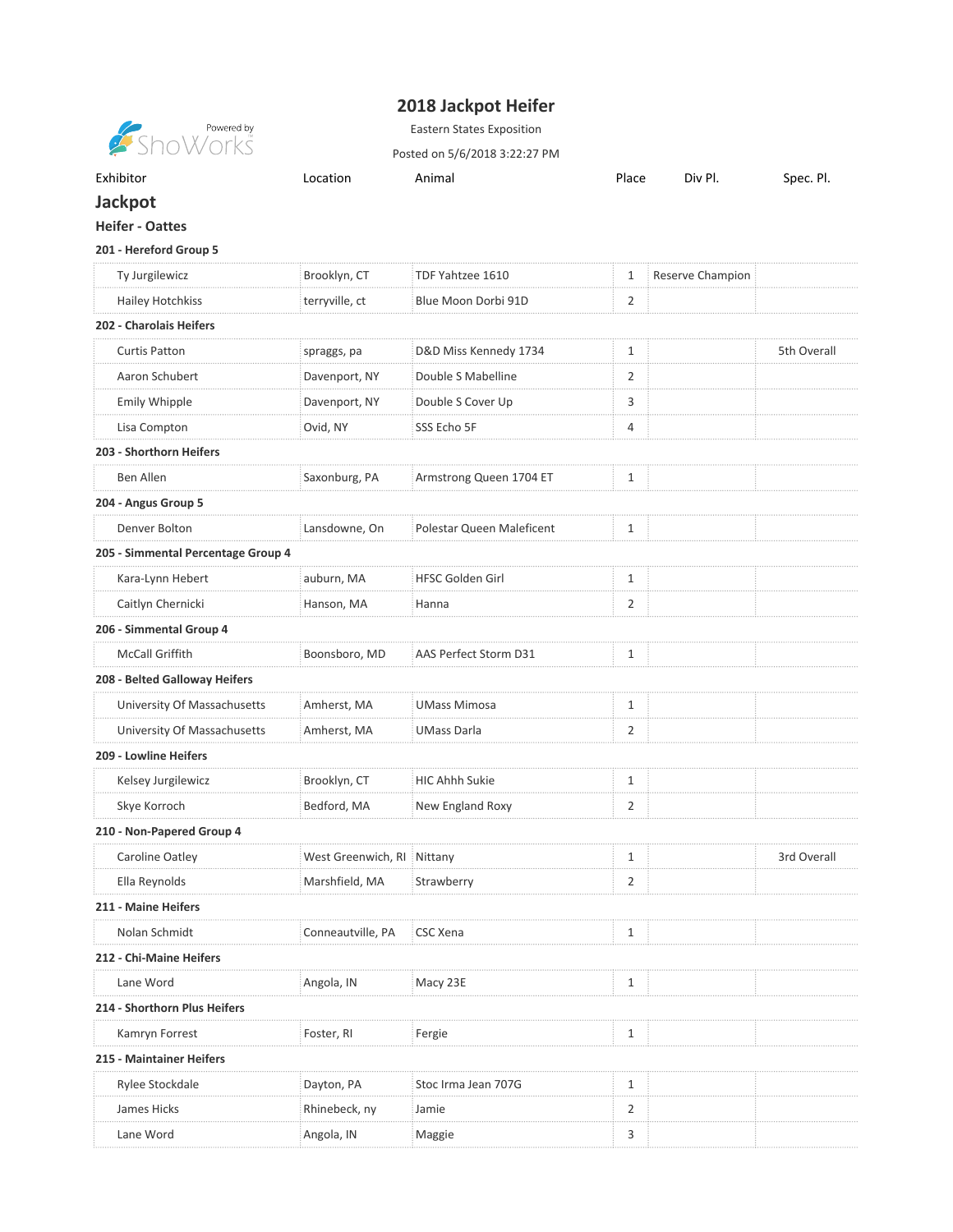# 2018 Jackpot Heifer

Eastern States Exposition

Posted on 5/6/2018 3:22:27 PM

## Jackpot

### Heifer - Oattes

| Exhibitor | Location | Animal | Place | Div Pl. | Spec. Pl. |
|---|---|---|---|---|---|
| **201 - Hereford Group 5** | | | | | |
| Ty Jurgilewicz | Brooklyn, CT | TDF Yahtzee 1610 | 1 | Reserve Champion | |
| Hailey Hotchkiss | terryville, ct | Blue Moon Dorbi 91D | 2 | | |
| **202 - Charolais Heifers** | | | | | |
| Curtis Patton | spraggs, pa | D&D Miss Kennedy 1734 | 1 | | 5th Overall |
| Aaron Schubert | Davenport, NY | Double S Mabelline | 2 | | |
| Emily Whipple | Davenport, NY | Double S Cover Up | 3 | | |
| Lisa Compton | Ovid, NY | SSS Echo 5F | 4 | | |
| **203 - Shorthorn Heifers** | | | | | |
| Ben Allen | Saxonburg, PA | Armstrong Queen 1704 ET | 1 | | |
| **204 - Angus Group 5** | | | | | |
| Denver Bolton | Lansdowne, On | Polestar Queen Maleficent | 1 | | |
| **205 - Simmental Percentage Group 4** | | | | | |
| Kara-Lynn Hebert | auburn, MA | HFSC Golden Girl | 1 | | |
| Caitlyn Chernicki | Hanson, MA | Hanna | 2 | | |
| **206 - Simmental Group 4** | | | | | |
| McCall Griffith | Boonsboro, MD | AAS Perfect Storm D31 | 1 | | |
| **208 - Belted Galloway Heifers** | | | | | |
| University Of Massachusetts | Amherst, MA | UMass Mimosa | 1 | | |
| University Of Massachusetts | Amherst, MA | UMass Darla | 2 | | |
| **209 - Lowline Heifers** | | | | | |
| Kelsey Jurgilewicz | Brooklyn, CT | HIC Ahhh Sukie | 1 | | |
| Skye Korroch | Bedford, MA | New England Roxy | 2 | | |
| **210 - Non-Papered Group 4** | | | | | |
| Caroline Oatley | West Greenwich, RI | Nittany | 1 | | 3rd Overall |
| Ella Reynolds | Marshfield, MA | Strawberry | 2 | | |
| **211 - Maine Heifers** | | | | | |
| Nolan Schmidt | Conneautville, PA | CSC Xena | 1 | | |
| **212 - Chi-Maine Heifers** | | | | | |
| Lane Word | Angola, IN | Macy 23E | 1 | | |
| **214 - Shorthorn Plus Heifers** | | | | | |
| Kamryn Forrest | Foster, RI | Fergie | 1 | | |
| **215 - Maintainer Heifers** | | | | | |
| Rylee Stockdale | Dayton, PA | Stoc Irma Jean 707G | 1 | | |
| James Hicks | Rhinebeck, ny | Jamie | 2 | | |
| Lane Word | Angola, IN | Maggie | 3 | | |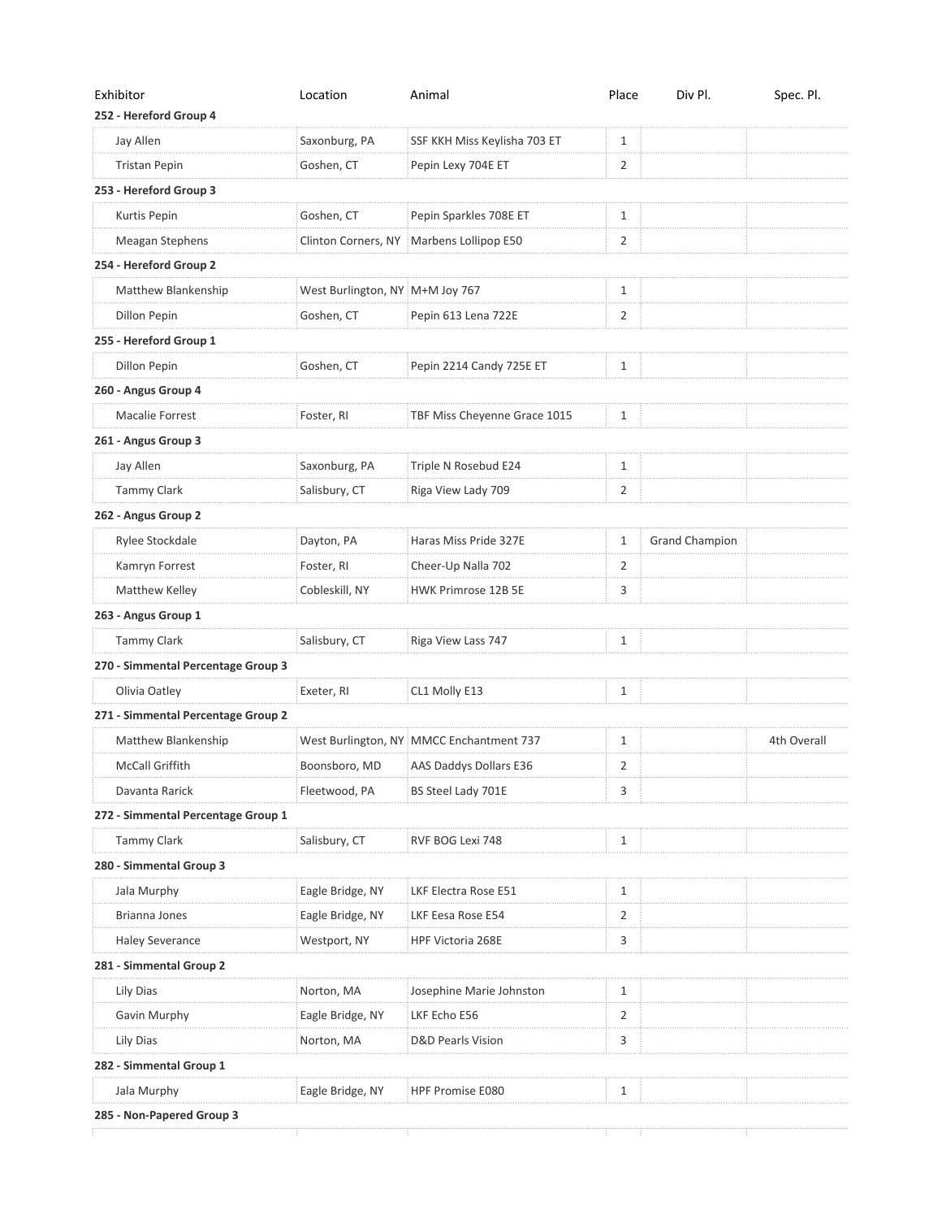| Exhibitor | Location | Animal | Place | Div Pl. | Spec. Pl. |
|---|---|---|---|---|---|
| **252 - Hereford Group 4** | | | | | |
| Jay Allen | Saxonburg, PA | SSF KKH Miss Keylisha 703 ET | 1 | | |
| Tristan Pepin | Goshen, CT | Pepin Lexy 704E ET | 2 | | |
| **253 - Hereford Group 3** | | | | | |
| Kurtis Pepin | Goshen, CT | Pepin Sparkles 708E ET | 1 | | |
| Meagan Stephens | Clinton Corners, NY | Marbens Lollipop E50 | 2 | | |
| **254 - Hereford Group 2** | | | | | |
| Matthew Blankenship | West Burlington, NY | M+M Joy 767 | 1 | | |
| Dillon Pepin | Goshen, CT | Pepin 613 Lena 722E | 2 | | |
| **255 - Hereford Group 1** | | | | | |
| Dillon Pepin | Goshen, CT | Pepin 2214 Candy 725E ET | 1 | | |
| **260 - Angus Group 4** | | | | | |
| Macalie Forrest | Foster, RI | TBF Miss Cheyenne Grace 1015 | 1 | | |
| **261 - Angus Group 3** | | | | | |
| Jay Allen | Saxonburg, PA | Triple N Rosebud E24 | 1 | | |
| Tammy Clark | Salisbury, CT | Riga View Lady 709 | 2 | | |
| **262 - Angus Group 2** | | | | | |
| Rylee Stockdale | Dayton, PA | Haras Miss Pride 327E | 1 | Grand Champion | |
| Kamryn Forrest | Foster, RI | Cheer-Up Nalla 702 | 2 | | |
| Matthew Kelley | Cobleskill, NY | HWK Primrose 12B 5E | 3 | | |
| **263 - Angus Group 1** | | | | | |
| Tammy Clark | Salisbury, CT | Riga View Lass 747 | 1 | | |
| **270 - Simmental Percentage Group 3** | | | | | |
| Olivia Oatley | Exeter, RI | CL1 Molly E13 | 1 | | |
| **271 - Simmental Percentage Group 2** | | | | | |
| Matthew Blankenship | West Burlington, NY | MMCC Enchantment 737 | 1 | | 4th Overall |
| McCall Griffith | Boonsboro, MD | AAS Daddys Dollars E36 | 2 | | |
| Davanta Rarick | Fleetwood, PA | BS Steel Lady 701E | 3 | | |
| **272 - Simmental Percentage Group 1** | | | | | |
| Tammy Clark | Salisbury, CT | RVF BOG Lexi 748 | 1 | | |
| **280 - Simmental Group 3** | | | | | |
| Jala Murphy | Eagle Bridge, NY | LKF Electra Rose E51 | 1 | | |
| Brianna Jones | Eagle Bridge, NY | LKF Eesa Rose E54 | 2 | | |
| Haley Severance | Westport, NY | HPF Victoria 268E | 3 | | |
| **281 - Simmental Group 2** | | | | | |
| Lily Dias | Norton, MA | Josephine Marie Johnston | 1 | | |
| Gavin Murphy | Eagle Bridge, NY | LKF Echo E56 | 2 | | |
| Lily Dias | Norton, MA | D&D Pearls Vision | 3 | | |
| **282 - Simmental Group 1** | | | | | |
| Jala Murphy | Eagle Bridge, NY | HPF Promise E080 | 1 | | |
| **285 - Non-Papered Group 3** | | | | | |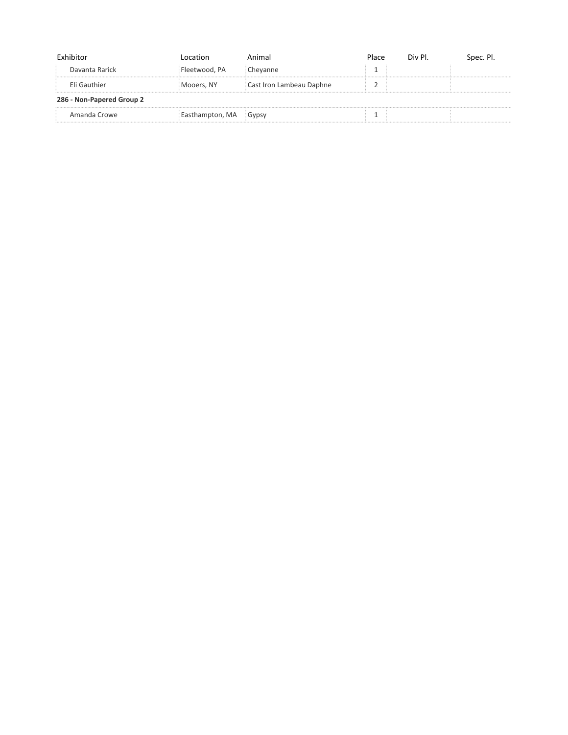| Exhibitor | Location | Animal | Place | Div Pl. | Spec. Pl. |
|---|---|---|---|---|---|
| Davanta Rarick | Fleetwood, PA | Cheyanne | 1 | | |
| Eli Gauthier | Mooers, NY | Cast Iron Lambeau Daphne | 2 | | |
| **286 - Non-Papered Group 2** | | | | | |
| Amanda Crowe | Easthampton, MA | Gypsy | 1 | | |